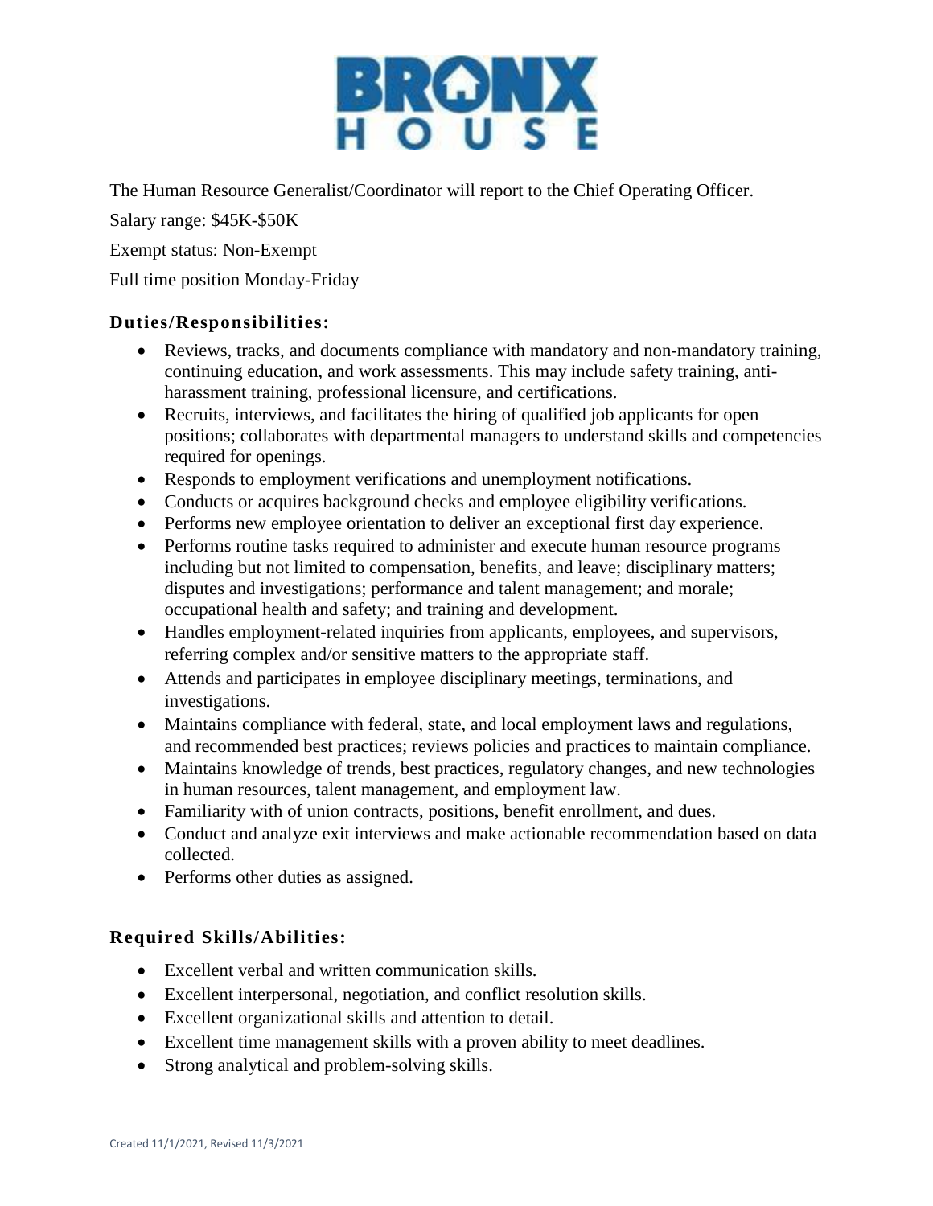# BRONX HOUSE

The Human Resource Generalist/Coordinator will report to the Chief Operating Officer.

Salary range: $45K-$50K

Exempt status: Non-Exempt

Full time position Monday-Friday

### **Duties/Responsibilities:**

- Reviews, tracks, and documents compliance with mandatory and non-mandatory training, continuing education, and work assessments. This may include safety training, anti-harassment training, professional licensure, and certifications.
- Recruits, interviews, and facilitates the hiring of qualified job applicants for open positions; collaborates with departmental managers to understand skills and competencies required for openings.
- Responds to employment verifications and unemployment notifications.
- Conducts or acquires background checks and employee eligibility verifications.
- Performs new employee orientation to deliver an exceptional first day experience.
- Performs routine tasks required to administer and execute human resource programs including but not limited to compensation, benefits, and leave; disciplinary matters; disputes and investigations; performance and talent management; and morale; occupational health and safety; and training and development.
- Handles employment-related inquiries from applicants, employees, and supervisors, referring complex and/or sensitive matters to the appropriate staff.
- Attends and participates in employee disciplinary meetings, terminations, and investigations.
- Maintains compliance with federal, state, and local employment laws and regulations, and recommended best practices; reviews policies and practices to maintain compliance.
- Maintains knowledge of trends, best practices, regulatory changes, and new technologies in human resources, talent management, and employment law.
- Familiarity with of union contracts, positions, benefit enrollment, and dues.
- Conduct and analyze exit interviews and make actionable recommendation based on data collected.
- Performs other duties as assigned.

### **Required Skills/Abilities:**

- Excellent verbal and written communication skills.
- Excellent interpersonal, negotiation, and conflict resolution skills.
- Excellent organizational skills and attention to detail.
- Excellent time management skills with a proven ability to meet deadlines.
- Strong analytical and problem-solving skills.

Created 11/1/2021, Revised 11/3/2021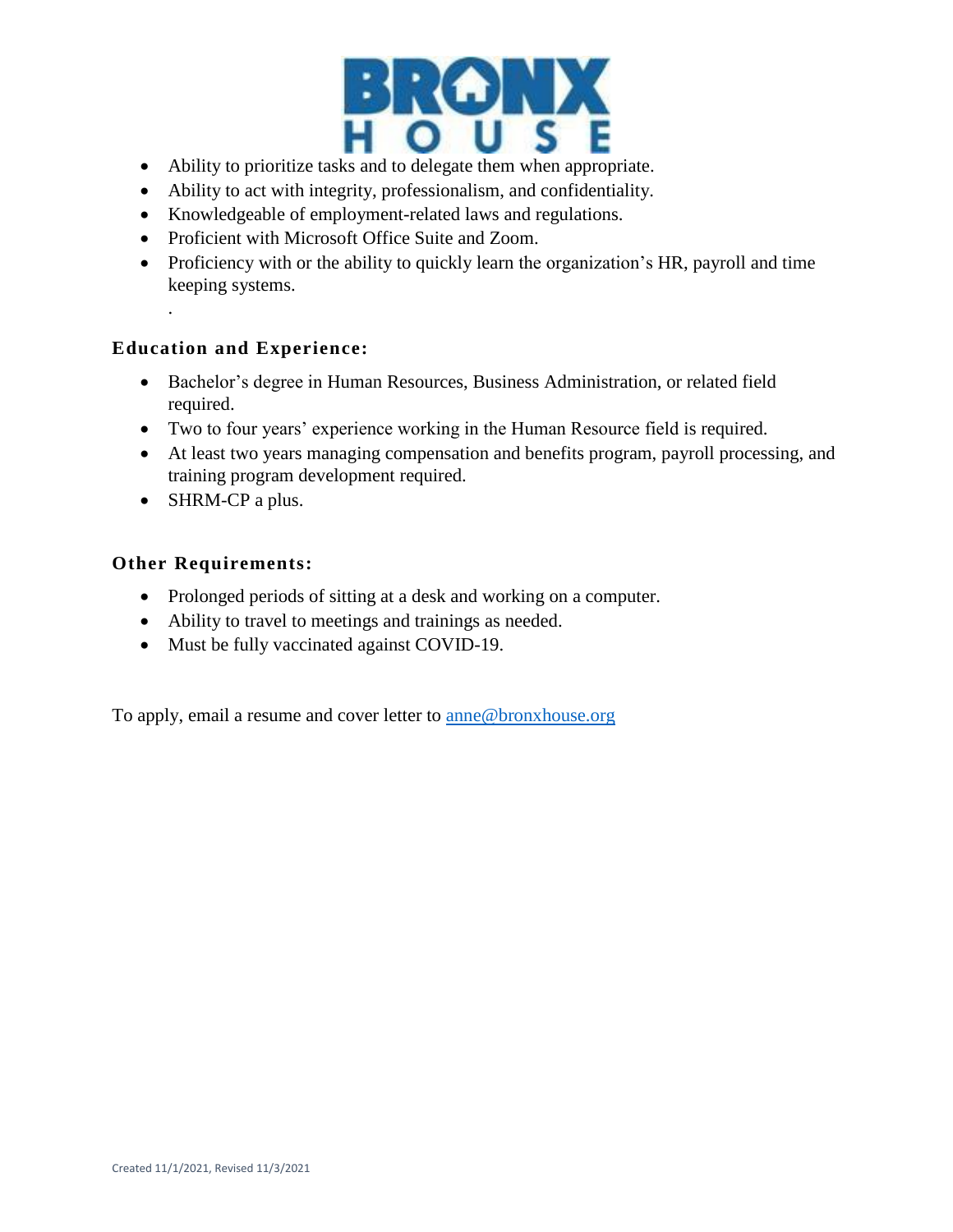- Ability to prioritize tasks and to delegate them when appropriate.
- Ability to act with integrity, professionalism, and confidentiality.
- Knowledgeable of employment-related laws and regulations.
- Proficient with Microsoft Office Suite and Zoom.
- Proficiency with or the ability to quickly learn the organization's HR, payroll and time keeping systems.

.

### Education and Experience:

- Bachelor's degree in Human Resources, Business Administration, or related field required.
- Two to four years' experience working in the Human Resource field is required.
- At least two years managing compensation and benefits program, payroll processing, and training program development required.
- SHRM-CP a plus.

### Other Requirements:

- Prolonged periods of sitting at a desk and working on a computer.
- Ability to travel to meetings and trainings as needed.
- Must be fully vaccinated against COVID-19.

To apply, email a resume and cover letter to anne@bronxhouse.org

Created 11/1/2021, Revised 11/3/2021